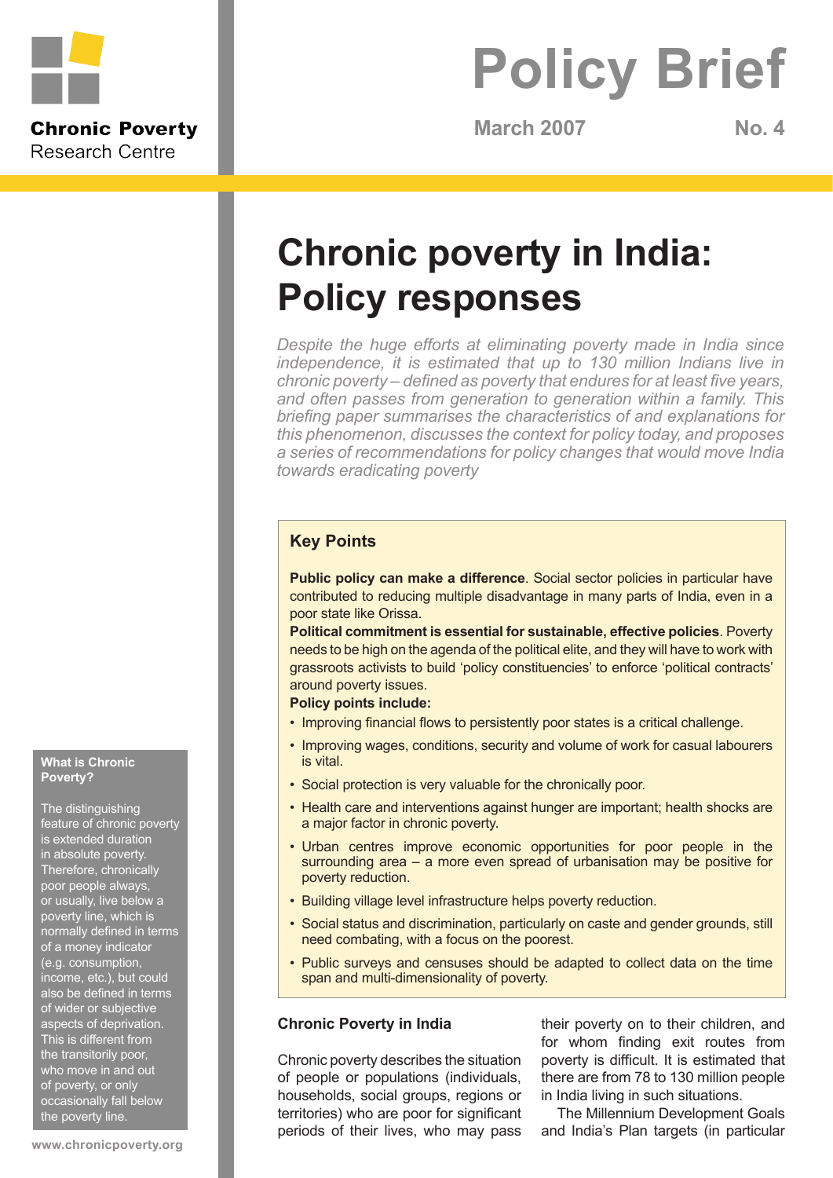Chronic Poverty Research Centre

# Policy Brief

March 2007 No. 4

# Chronic poverty in India: Policy responses

*Despite the huge efforts at eliminating poverty made in India since independence, it is estimated that up to 130 million Indians live in chronic poverty – defined as poverty that endures for at least five years, and often passes from generation to generation within a family. This briefing paper summarises the characteristics of and explanations for this phenomenon, discusses the context for policy today, and proposes a series of recommendations for policy changes that would move India towards eradicating poverty*

### Key Points

**Public policy can make a difference**. Social sector policies in particular have contributed to reducing multiple disadvantage in many parts of India, even in a poor state like Orissa.

**Political commitment is essential for sustainable, effective policies**. Poverty needs to be high on the agenda of the political elite, and they will have to work with grassroots activists to build 'policy constituencies' to enforce 'political contracts' around poverty issues.

**Policy points include:**

- Improving financial flows to persistently poor states is a critical challenge.
- Improving wages, conditions, security and volume of work for casual labourers is vital.
- Social protection is very valuable for the chronically poor.
- Health care and interventions against hunger are important; health shocks are a major factor in chronic poverty.
- Urban centres improve economic opportunities for poor people in the surrounding area – a more even spread of urbanisation may be positive for poverty reduction.
- Building village level infrastructure helps poverty reduction.
- Social status and discrimination, particularly on caste and gender grounds, still need combating, with a focus on the poorest.
- Public surveys and censuses should be adapted to collect data on the time span and multi-dimensionality of poverty.

### What is Chronic Poverty?

The distinguishing feature of chronic poverty is extended duration in absolute poverty. Therefore, chronically poor people always, or usually, live below a poverty line, which is normally defined in terms of a money indicator (e.g. consumption, income, etc.), but could also be defined in terms of wider or subjective aspects of deprivation. This is different from the transitorily poor, who move in and out of poverty, or only occasionally fall below the poverty line.

## Chronic Poverty in India

Chronic poverty describes the situation of people or populations (individuals, households, social groups, regions or territories) who are poor for significant periods of their lives, who may pass their poverty on to their children, and for whom finding exit routes from poverty is difficult. It is estimated that there are from 78 to 130 million people in India living in such situations.

The Millennium Development Goals and India's Plan targets (in particular

www.chronicpoverty.org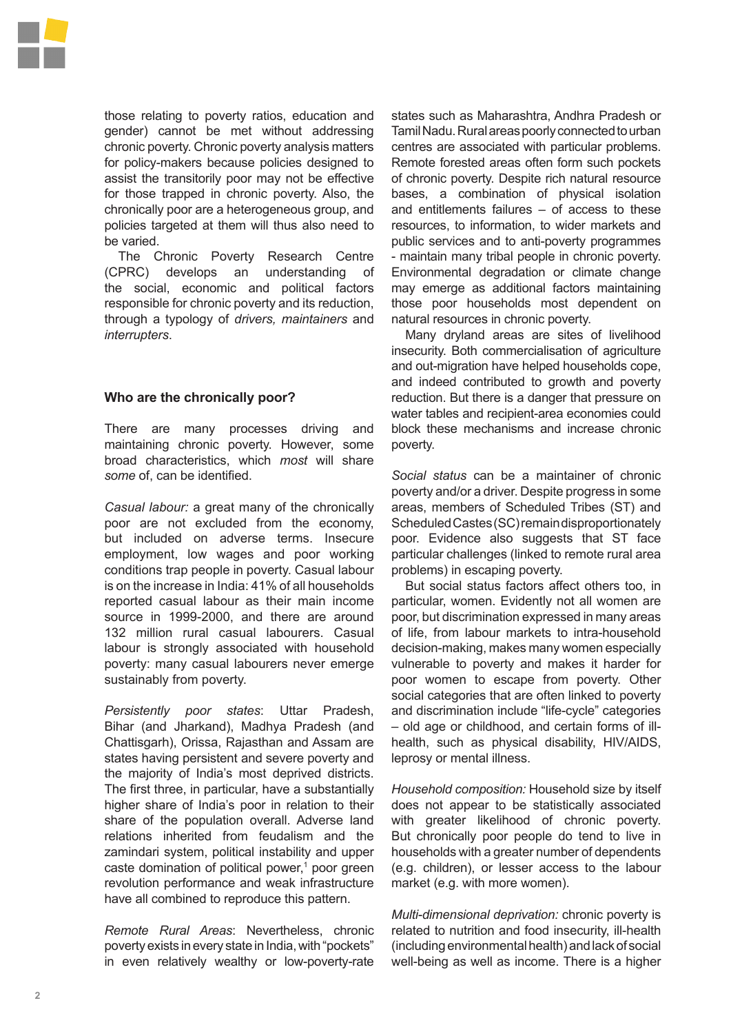those relating to poverty ratios, education and gender) cannot be met without addressing chronic poverty. Chronic poverty analysis matters for policy-makers because policies designed to assist the transitorily poor may not be effective for those trapped in chronic poverty. Also, the chronically poor are a heterogeneous group, and policies targeted at them will thus also need to be varied.

The Chronic Poverty Research Centre (CPRC) develops an understanding of the social, economic and political factors responsible for chronic poverty and its reduction, through a typology of *drivers, maintainers* and *interrupters*.

## Who are the chronically poor?

There are many processes driving and maintaining chronic poverty. However, some broad characteristics, which *most* will share *some* of, can be identified.

*Casual labour:* a great many of the chronically poor are not excluded from the economy, but included on adverse terms. Insecure employment, low wages and poor working conditions trap people in poverty. Casual labour is on the increase in India: 41% of all households reported casual labour as their main income source in 1999-2000, and there are around 132 million rural casual labourers. Casual labour is strongly associated with household poverty: many casual labourers never emerge sustainably from poverty.

*Persistently poor states*: Uttar Pradesh, Bihar (and Jharkand), Madhya Pradesh (and Chattisgarh), Orissa, Rajasthan and Assam are states having persistent and severe poverty and the majority of India's most deprived districts. The first three, in particular, have a substantially higher share of India's poor in relation to their share of the population overall. Adverse land relations inherited from feudalism and the zamindari system, political instability and upper caste domination of political power,[1] poor green revolution performance and weak infrastructure have all combined to reproduce this pattern.

*Remote Rural Areas*: Nevertheless, chronic poverty exists in every state in India, with "pockets" in even relatively wealthy or low-poverty-rate states such as Maharashtra, Andhra Pradesh or Tamil Nadu. Rural areas poorly connected to urban centres are associated with particular problems. Remote forested areas often form such pockets of chronic poverty. Despite rich natural resource bases, a combination of physical isolation and entitlements failures – of access to these resources, to information, to wider markets and public services and to anti-poverty programmes - maintain many tribal people in chronic poverty. Environmental degradation or climate change may emerge as additional factors maintaining those poor households most dependent on natural resources in chronic poverty.

Many dryland areas are sites of livelihood insecurity. Both commercialisation of agriculture and out-migration have helped households cope, and indeed contributed to growth and poverty reduction. But there is a danger that pressure on water tables and recipient-area economies could block these mechanisms and increase chronic poverty.

*Social status* can be a maintainer of chronic poverty and/or a driver. Despite progress in some areas, members of Scheduled Tribes (ST) and Scheduled Castes (SC) remain disproportionately poor. Evidence also suggests that ST face particular challenges (linked to remote rural area problems) in escaping poverty.

But social status factors affect others too, in particular, women. Evidently not all women are poor, but discrimination expressed in many areas of life, from labour markets to intra-household decision-making, makes many women especially vulnerable to poverty and makes it harder for poor women to escape from poverty. Other social categories that are often linked to poverty and discrimination include "life-cycle" categories – old age or childhood, and certain forms of ill-health, such as physical disability, HIV/AIDS, leprosy or mental illness.

*Household composition:* Household size by itself does not appear to be statistically associated with greater likelihood of chronic poverty. But chronically poor people do tend to live in households with a greater number of dependents (e.g. children), or lesser access to the labour market (e.g. with more women).

*Multi-dimensional deprivation:* chronic poverty is related to nutrition and food insecurity, ill-health (including environmental health) and lack of social well-being as well as income. There is a higher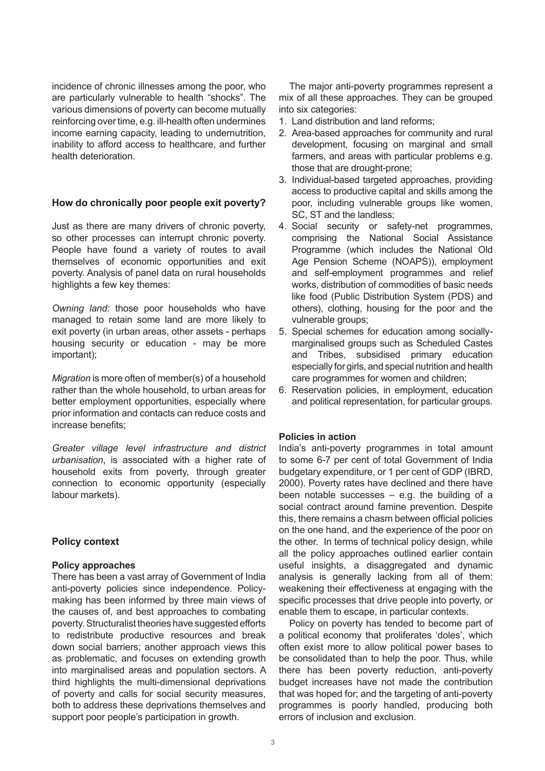incidence of chronic illnesses among the poor, who are particularly vulnerable to health "shocks". The various dimensions of poverty can become mutually reinforcing over time, e.g. ill-health often undermines income earning capacity, leading to undernutrition, inability to afford access to healthcare, and further health deterioration.

### How do chronically poor people exit poverty?

Just as there are many drivers of chronic poverty, so other processes can interrupt chronic poverty. People have found a variety of routes to avail themselves of economic opportunities and exit poverty. Analysis of panel data on rural households highlights a few key themes:

*Owning land:* those poor households who have managed to retain some land are more likely to exit poverty (in urban areas, other assets - perhaps housing security or education - may be more important);

*Migration* is more often of member(s) of a household rather than the whole household, to urban areas for better employment opportunities, especially where prior information and contacts can reduce costs and increase benefits;

*Greater village level infrastructure and district urbanisation*, is associated with a higher rate of household exits from poverty, through greater connection to economic opportunity (especially labour markets).

## Policy context

### Policy approaches

There has been a vast array of Government of India anti-poverty policies since independence. Policy-making has been informed by three main views of the causes of, and best approaches to combating poverty. Structuralist theories have suggested efforts to redistribute productive resources and break down social barriers; another approach views this as problematic, and focuses on extending growth into marginalised areas and population sectors. A third highlights the multi-dimensional deprivations of poverty and calls for social security measures, both to address these deprivations themselves and support poor people's participation in growth.

The major anti-poverty programmes represent a mix of all these approaches. They can be grouped into six categories:

1. Land distribution and land reforms;
2. Area-based approaches for community and rural development, focusing on marginal and small farmers, and areas with particular problems e.g. those that are drought-prone;
3. Individual-based targeted approaches, providing access to productive capital and skills among the poor, including vulnerable groups like women, SC, ST and the landless;
4. Social security or safety-net programmes, comprising the National Social Assistance Programme (which includes the National Old Age Pension Scheme (NOAPS)), employment and self-employment programmes and relief works, distribution of commodities of basic needs like food (Public Distribution System (PDS) and others), clothing, housing for the poor and the vulnerable groups;
5. Special schemes for education among socially-marginalised groups such as Scheduled Castes and Tribes, subsidised primary education especially for girls, and special nutrition and health care programmes for women and children;
6. Reservation policies, in employment, education and political representation, for particular groups.

### Policies in action

India's anti-poverty programmes in total amount to some 6-7 per cent of total Government of India budgetary expenditure, or 1 per cent of GDP (IBRD, 2000). Poverty rates have declined and there have been notable successes – e.g. the building of a social contract around famine prevention. Despite this, there remains a chasm between official policies on the one hand, and the experience of the poor on the other. In terms of technical policy design, while all the policy approaches outlined earlier contain useful insights, a disaggregated and dynamic analysis is generally lacking from all of them: weakening their effectiveness at engaging with the specific processes that drive people into poverty, or enable them to escape, in particular contexts.

Policy on poverty has tended to become part of a political economy that proliferates 'doles', which often exist more to allow political power bases to be consolidated than to help the poor. Thus, while there has been poverty reduction, anti-poverty budget increases have not made the contribution that was hoped for; and the targeting of anti-poverty programmes is poorly handled, producing both errors of inclusion and exclusion.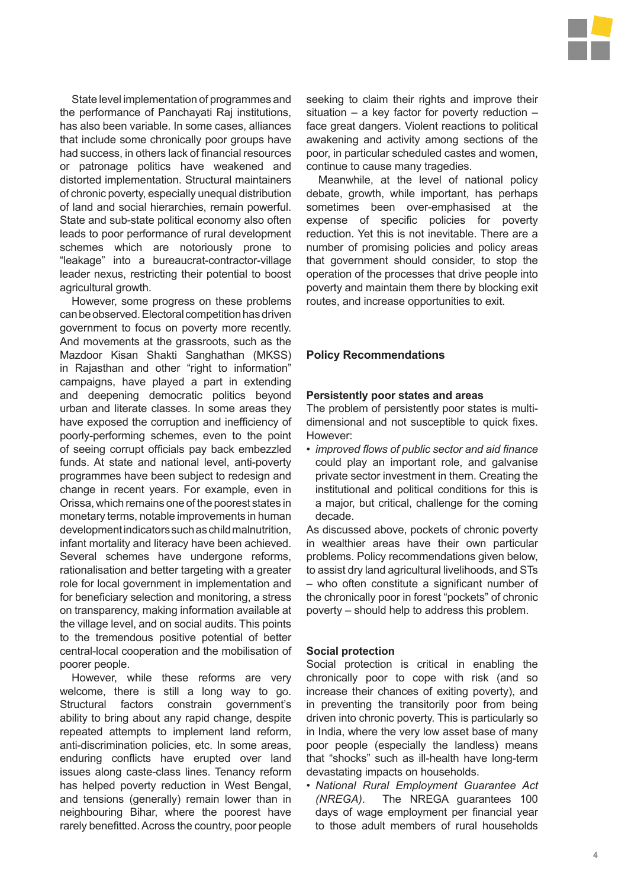State level implementation of programmes and the performance of Panchayati Raj institutions, has also been variable. In some cases, alliances that include some chronically poor groups have had success, in others lack of financial resources or patronage politics have weakened and distorted implementation. Structural maintainers of chronic poverty, especially unequal distribution of land and social hierarchies, remain powerful. State and sub-state political economy also often leads to poor performance of rural development schemes which are notoriously prone to "leakage" into a bureaucrat-contractor-village leader nexus, restricting their potential to boost agricultural growth.

However, some progress on these problems can be observed. Electoral competition has driven government to focus on poverty more recently. And movements at the grassroots, such as the Mazdoor Kisan Shakti Sanghathan (MKSS) in Rajasthan and other "right to information" campaigns, have played a part in extending and deepening democratic politics beyond urban and literate classes. In some areas they have exposed the corruption and inefficiency of poorly-performing schemes, even to the point of seeing corrupt officials pay back embezzled funds. At state and national level, anti-poverty programmes have been subject to redesign and change in recent years. For example, even in Orissa, which remains one of the poorest states in monetary terms, notable improvements in human development indicators such as child malnutrition, infant mortality and literacy have been achieved. Several schemes have undergone reforms, rationalisation and better targeting with a greater role for local government in implementation and for beneficiary selection and monitoring, a stress on transparency, making information available at the village level, and on social audits. This points to the tremendous positive potential of better central-local cooperation and the mobilisation of poorer people.

However, while these reforms are very welcome, there is still a long way to go. Structural factors constrain government's ability to bring about any rapid change, despite repeated attempts to implement land reform, anti-discrimination policies, etc. In some areas, enduring conflicts have erupted over land issues along caste-class lines. Tenancy reform has helped poverty reduction in West Bengal, and tensions (generally) remain lower than in neighbouring Bihar, where the poorest have rarely benefitted. Across the country, poor people seeking to claim their rights and improve their situation – a key factor for poverty reduction – face great dangers. Violent reactions to political awakening and activity among sections of the poor, in particular scheduled castes and women, continue to cause many tragedies.

Meanwhile, at the level of national policy debate, growth, while important, has perhaps sometimes been over-emphasised at the expense of specific policies for poverty reduction. Yet this is not inevitable. There are a number of promising policies and policy areas that government should consider, to stop the operation of the processes that drive people into poverty and maintain them there by blocking exit routes, and increase opportunities to exit.

## Policy Recommendations

### Persistently poor states and areas

The problem of persistently poor states is multi-dimensional and not susceptible to quick fixes. However:

- *improved flows of public sector and aid finance* could play an important role, and galvanise private sector investment in them. Creating the institutional and political conditions for this is a major, but critical, challenge for the coming decade.

As discussed above, pockets of chronic poverty in wealthier areas have their own particular problems. Policy recommendations given below, to assist dry land agricultural livelihoods, and STs – who often constitute a significant number of the chronically poor in forest "pockets" of chronic poverty – should help to address this problem.

### Social protection

Social protection is critical in enabling the chronically poor to cope with risk (and so increase their chances of exiting poverty), and in preventing the transitorily poor from being driven into chronic poverty. This is particularly so in India, where the very low asset base of many poor people (especially the landless) means that "shocks" such as ill-health have long-term devastating impacts on households.

- *National Rural Employment Guarantee Act (NREGA)*. The NREGA guarantees 100 days of wage employment per financial year to those adult members of rural households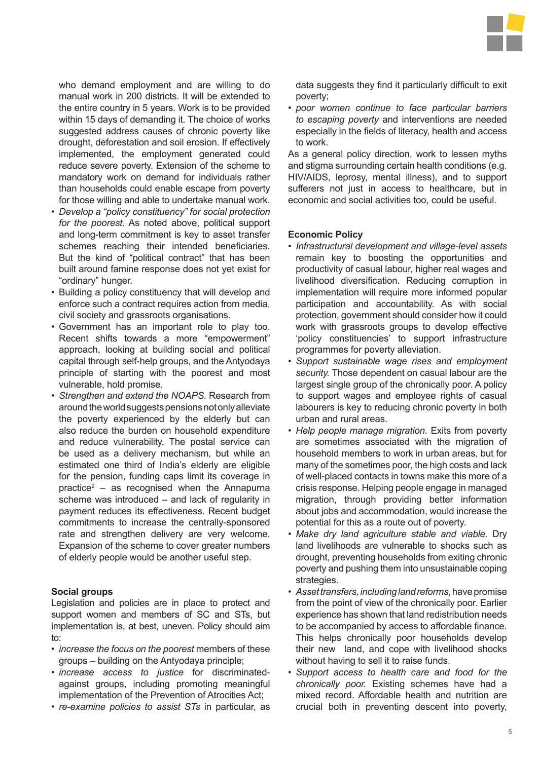who demand employment and are willing to do manual work in 200 districts. It will be extended to the entire country in 5 years. Work is to be provided within 15 days of demanding it. The choice of works suggested address causes of chronic poverty like drought, deforestation and soil erosion. If effectively implemented, the employment generated could reduce severe poverty. Extension of the scheme to mandatory work on demand for individuals rather than households could enable escape from poverty for those willing and able to undertake manual work.

- *Develop a "policy constituency" for social protection for the poorest.* As noted above, political support and long-term commitment is key to asset transfer schemes reaching their intended beneficiaries. But the kind of "political contract" that has been built around famine response does not yet exist for "ordinary" hunger.
- Building a policy constituency that will develop and enforce such a contract requires action from media, civil society and grassroots organisations.
- Government has an important role to play too. Recent shifts towards a more "empowerment" approach, looking at building social and political capital through self-help groups, and the Antyodaya principle of starting with the poorest and most vulnerable, hold promise.
- *Strengthen and extend the NOAPS.* Research from around the world suggests pensions not only alleviate the poverty experienced by the elderly but can also reduce the burden on household expenditure and reduce vulnerability. The postal service can be used as a delivery mechanism, but while an estimated one third of India's elderly are eligible for the pension, funding caps limit its coverage in practice[2] – as recognised when the Annapurna scheme was introduced – and lack of regularity in payment reduces its effectiveness. Recent budget commitments to increase the centrally-sponsored rate and strengthen delivery are very welcome. Expansion of the scheme to cover greater numbers of elderly people would be another useful step.

## Social groups

Legislation and policies are in place to protect and support women and members of SC and STs, but implementation is, at best, uneven. Policy should aim to:

- *increase the focus on the poorest* members of these groups – building on the Antyodaya principle;
- *increase access to justice* for discriminated-against groups, including promoting meaningful implementation of the Prevention of Atrocities Act;
- *re-examine policies to assist STs* in particular, as data suggests they find it particularly difficult to exit poverty;
- *poor women continue to face particular barriers to escaping poverty* and interventions are needed especially in the fields of literacy, health and access to work.

As a general policy direction, work to lessen myths and stigma surrounding certain health conditions (e.g. HIV/AIDS, leprosy, mental illness), and to support sufferers not just in access to healthcare, but in economic and social activities too, could be useful.

## Economic Policy

- *Infrastructural development and village-level assets* remain key to boosting the opportunities and productivity of casual labour, higher real wages and livelihood diversification. Reducing corruption in implementation will require more informed popular participation and accountability. As with social protection, government should consider how it could work with grassroots groups to develop effective 'policy constituencies' to support infrastructure programmes for poverty alleviation.
- *Support sustainable wage rises and employment security.* Those dependent on casual labour are the largest single group of the chronically poor. A policy to support wages and employee rights of casual labourers is key to reducing chronic poverty in both urban and rural areas.
- *Help people manage migration.* Exits from poverty are sometimes associated with the migration of household members to work in urban areas, but for many of the sometimes poor, the high costs and lack of well-placed contacts in towns make this more of a crisis response. Helping people engage in managed migration, through providing better information about jobs and accommodation, would increase the potential for this as a route out of poverty.
- *Make dry land agriculture stable and viable.* Dry land livelihoods are vulnerable to shocks such as drought, preventing households from exiting chronic poverty and pushing them into unsustainable coping strategies.
- *Asset transfers, including land reforms*, have promise from the point of view of the chronically poor. Earlier experience has shown that land redistribution needs to be accompanied by access to affordable finance. This helps chronically poor households develop their new land, and cope with livelihood shocks without having to sell it to raise funds.
- *Support access to health care and food for the chronically poor.* Existing schemes have had a mixed record. Affordable health and nutrition are crucial both in preventing descent into poverty,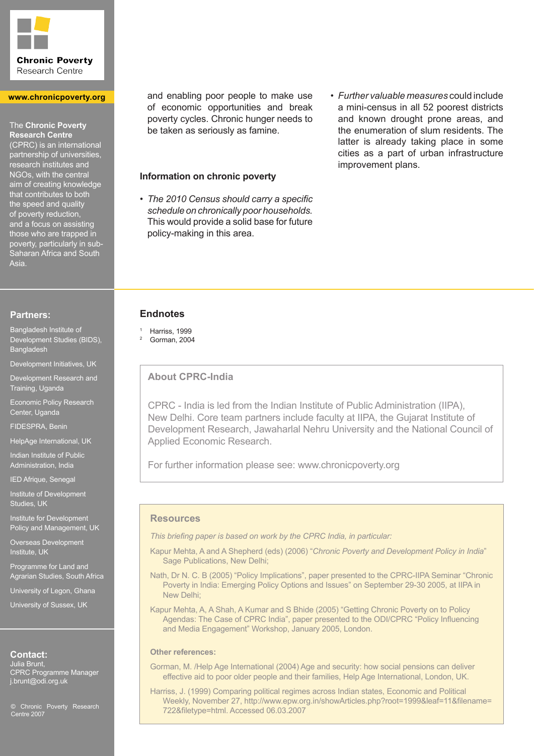**Chronic Poverty** Research Centre

www.chronicpoverty.org

The **Chronic Poverty Research Centre** (CPRC) is an international partnership of universities, research institutes and NGOs, with the central aim of creating knowledge that contributes to both the speed and quality of poverty reduction, and a focus on assisting those who are trapped in poverty, particularly in sub-Saharan Africa and South Asia.

and enabling poor people to make use of economic opportunities and break poverty cycles. Chronic hunger needs to be taken as seriously as famine.

### Information on chronic poverty

- *The 2010 Census should carry a specific schedule on chronically poor households.* This would provide a solid base for future policy-making in this area.
- *Further valuable measures* could include a mini-census in all 52 poorest districts and known drought prone areas, and the enumeration of slum residents. The latter is already taking place in some cities as a part of urban infrastructure improvement plans.

### Partners:

Bangladesh Institute of Development Studies (BIDS), Bangladesh

Development Initiatives, UK

Development Research and Training, Uganda

Economic Policy Research Center, Uganda

FIDESPRA, Benin

HelpAge International, UK

Indian Institute of Public Administration, India

IED Afrique, Senegal

Institute of Development Studies, UK

Institute for Development Policy and Management, UK

Overseas Development Institute, UK

Programme for Land and Agrarian Studies, South Africa

University of Legon, Ghana

University of Sussex, UK

### Contact:

Julia Brunt,
CPRC Programme Manager
j.brunt@odi.org.uk

© Chronic Poverty Research Centre 2007

### Endnotes

[1] Harriss, 1999
[2] Gorman, 2004

### About CPRC-India

CPRC - India is led from the Indian Institute of Public Administration (IIPA), New Delhi. Core team partners include faculty at IIPA, the Gujarat Institute of Development Research, Jawaharlal Nehru University and the National Council of Applied Economic Research.

For further information please see: www.chronicpoverty.org

### Resources

*This briefing paper is based on work by the CPRC India, in particular:*

Kapur Mehta, A and A Shepherd (eds) (2006) "*Chronic Poverty and Development Policy in India*" Sage Publications, New Delhi;

Nath, Dr N. C. B (2005) "Policy Implications", paper presented to the CPRC-IIPA Seminar "Chronic Poverty in India: Emerging Policy Options and Issues" on September 29-30 2005, at IIPA in New Delhi;

Kapur Mehta, A, A Shah, A Kumar and S Bhide (2005) "Getting Chronic Poverty on to Policy Agendas: The Case of CPRC India", paper presented to the ODI/CPRC "Policy Influencing and Media Engagement" Workshop, January 2005, London.

**Other references:**

Gorman, M. /Help Age International (2004) Age and security: how social pensions can deliver effective aid to poor older people and their families, Help Age International, London, UK.

Harriss, J. (1999) Comparing political regimes across Indian states, Economic and Political Weekly, November 27, http://www.epw.org.in/showArticles.php?root=1999&leaf=11&filename=722&filetype=html. Accessed 06.03.2007